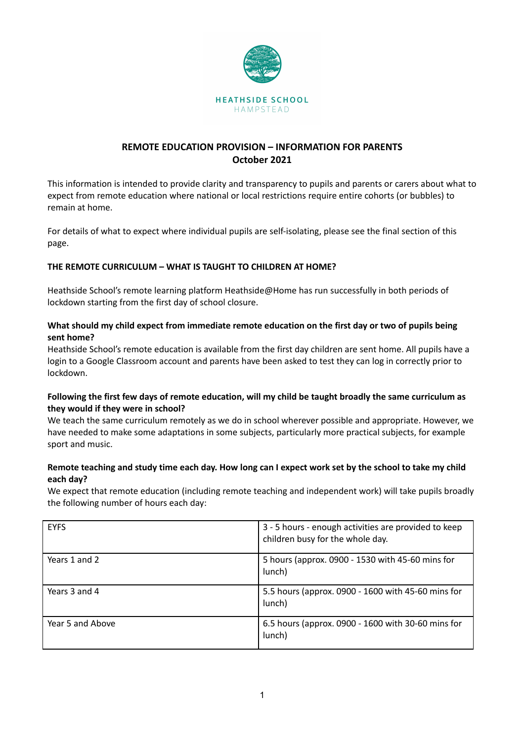HEATHSIDE SCHOOL
HAMPSTEAD

# REMOTE EDUCATION PROVISION – INFORMATION FOR PARENTS
## October 2021

This information is intended to provide clarity and transparency to pupils and parents or carers about what to expect from remote education where national or local restrictions require entire cohorts (or bubbles) to remain at home.

For details of what to expect where individual pupils are self-isolating, please see the final section of this page.

### THE REMOTE CURRICULUM – WHAT IS TAUGHT TO CHILDREN AT HOME?

Heathside School's remote learning platform Heathside@Home has run successfully in both periods of lockdown starting from the first day of school closure.

**What should my child expect from immediate remote education on the first day or two of pupils being sent home?**

Heathside School's remote education is available from the first day children are sent home. All pupils have a login to a Google Classroom account and parents have been asked to test they can log in correctly prior to lockdown.

**Following the first few days of remote education, will my child be taught broadly the same curriculum as they would if they were in school?**

We teach the same curriculum remotely as we do in school wherever possible and appropriate. However, we have needed to make some adaptations in some subjects, particularly more practical subjects, for example sport and music.

**Remote teaching and study time each day. How long can I expect work set by the school to take my child each day?**

We expect that remote education (including remote teaching and independent work) will take pupils broadly the following number of hours each day:

| | |
|---|---|
| EYFS | 3 - 5 hours - enough activities are provided to keep children busy for the whole day. |
| Years 1 and 2 | 5 hours (approx. 0900 - 1530 with 45-60 mins for lunch) |
| Years 3 and 4 | 5.5 hours (approx. 0900 - 1600 with 45-60 mins for lunch) |
| Year 5 and Above | 6.5 hours (approx. 0900 - 1600 with 30-60 mins for lunch) |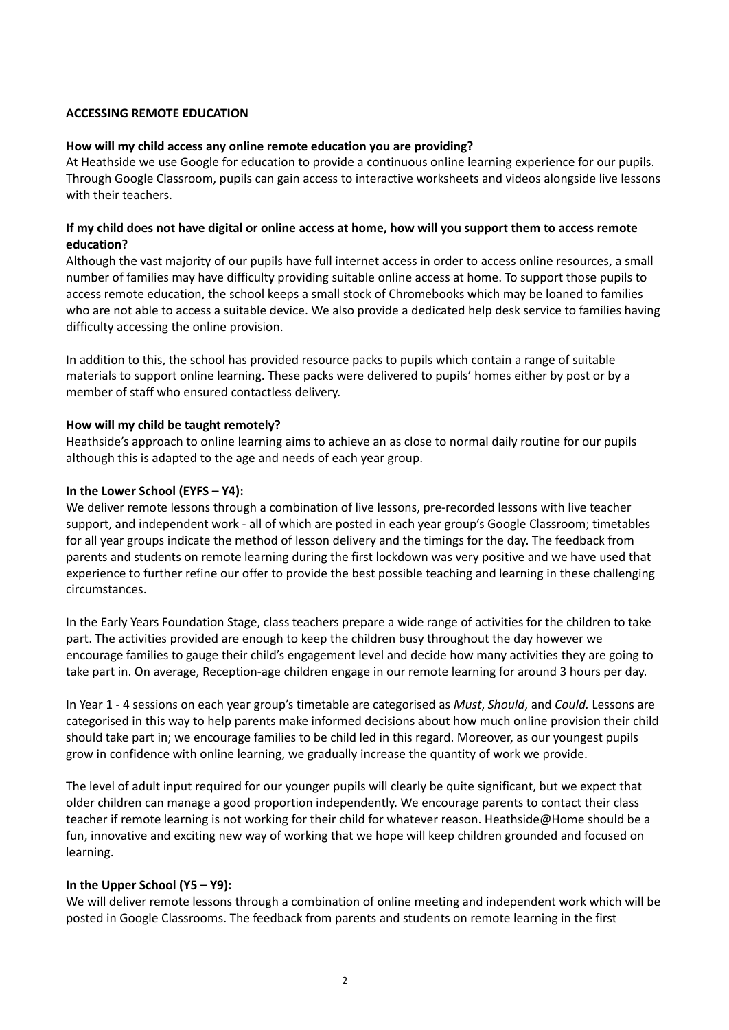**ACCESSING REMOTE EDUCATION**

**How will my child access any online remote education you are providing?**

At Heathside we use Google for education to provide a continuous online learning experience for our pupils. Through Google Classroom, pupils can gain access to interactive worksheets and videos alongside live lessons with their teachers.

**If my child does not have digital or online access at home, how will you support them to access remote education?**

Although the vast majority of our pupils have full internet access in order to access online resources, a small number of families may have difficulty providing suitable online access at home. To support those pupils to access remote education, the school keeps a small stock of Chromebooks which may be loaned to families who are not able to access a suitable device. We also provide a dedicated help desk service to families having difficulty accessing the online provision.

In addition to this, the school has provided resource packs to pupils which contain a range of suitable materials to support online learning. These packs were delivered to pupils' homes either by post or by a member of staff who ensured contactless delivery.

**How will my child be taught remotely?**

Heathside's approach to online learning aims to achieve an as close to normal daily routine for our pupils although this is adapted to the age and needs of each year group.

**In the Lower School (EYFS – Y4):**

We deliver remote lessons through a combination of live lessons, pre-recorded lessons with live teacher support, and independent work - all of which are posted in each year group's Google Classroom; timetables for all year groups indicate the method of lesson delivery and the timings for the day. The feedback from parents and students on remote learning during the first lockdown was very positive and we have used that experience to further refine our offer to provide the best possible teaching and learning in these challenging circumstances.

In the Early Years Foundation Stage, class teachers prepare a wide range of activities for the children to take part. The activities provided are enough to keep the children busy throughout the day however we encourage families to gauge their child's engagement level and decide how many activities they are going to take part in. On average, Reception-age children engage in our remote learning for around 3 hours per day.

In Year 1 - 4 sessions on each year group's timetable are categorised as *Must*, *Should*, and *Could.* Lessons are categorised in this way to help parents make informed decisions about how much online provision their child should take part in; we encourage families to be child led in this regard. Moreover, as our youngest pupils grow in confidence with online learning, we gradually increase the quantity of work we provide.

The level of adult input required for our younger pupils will clearly be quite significant, but we expect that older children can manage a good proportion independently. We encourage parents to contact their class teacher if remote learning is not working for their child for whatever reason. Heathside@Home should be a fun, innovative and exciting new way of working that we hope will keep children grounded and focused on learning.

**In the Upper School (Y5 – Y9):**

We will deliver remote lessons through a combination of online meeting and independent work which will be posted in Google Classrooms. The feedback from parents and students on remote learning in the first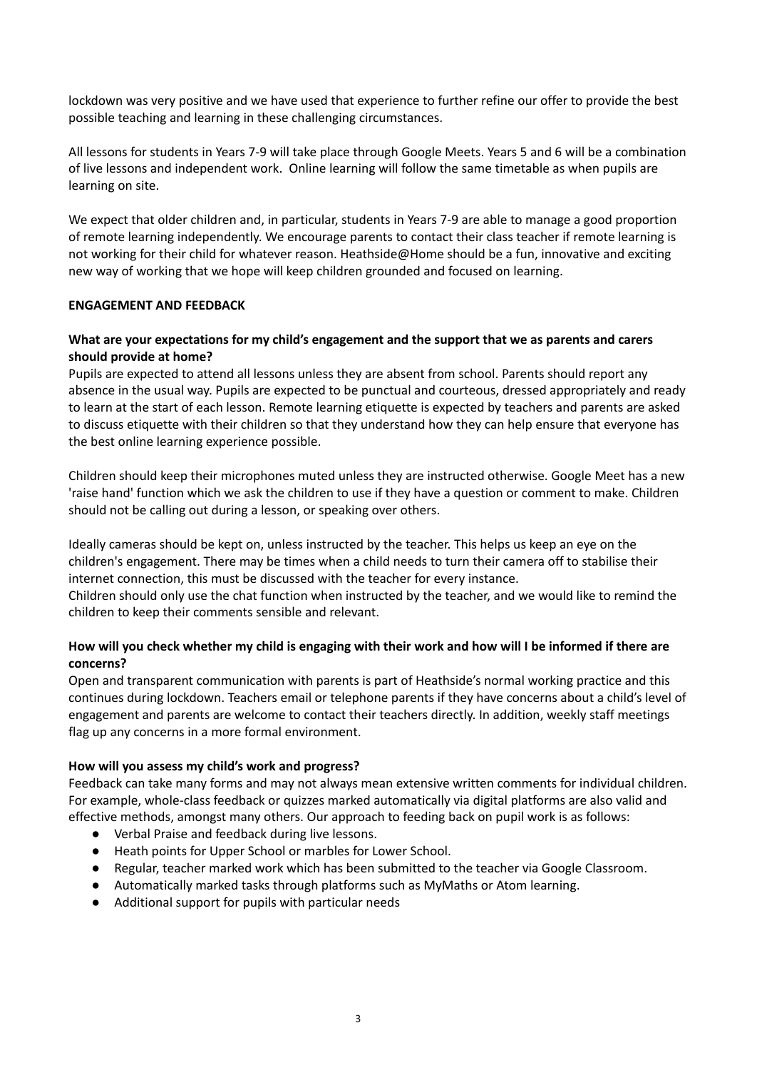lockdown was very positive and we have used that experience to further refine our offer to provide the best possible teaching and learning in these challenging circumstances.

All lessons for students in Years 7-9 will take place through Google Meets. Years 5 and 6 will be a combination of live lessons and independent work. Online learning will follow the same timetable as when pupils are learning on site.

We expect that older children and, in particular, students in Years 7-9 are able to manage a good proportion of remote learning independently. We encourage parents to contact their class teacher if remote learning is not working for their child for whatever reason. Heathside@Home should be a fun, innovative and exciting new way of working that we hope will keep children grounded and focused on learning.

## ENGAGEMENT AND FEEDBACK

### What are your expectations for my child's engagement and the support that we as parents and carers should provide at home?

Pupils are expected to attend all lessons unless they are absent from school. Parents should report any absence in the usual way. Pupils are expected to be punctual and courteous, dressed appropriately and ready to learn at the start of each lesson. Remote learning etiquette is expected by teachers and parents are asked to discuss etiquette with their children so that they understand how they can help ensure that everyone has the best online learning experience possible.

Children should keep their microphones muted unless they are instructed otherwise. Google Meet has a new 'raise hand' function which we ask the children to use if they have a question or comment to make. Children should not be calling out during a lesson, or speaking over others.

Ideally cameras should be kept on, unless instructed by the teacher. This helps us keep an eye on the children's engagement. There may be times when a child needs to turn their camera off to stabilise their internet connection, this must be discussed with the teacher for every instance.
Children should only use the chat function when instructed by the teacher, and we would like to remind the children to keep their comments sensible and relevant.

### How will you check whether my child is engaging with their work and how will I be informed if there are concerns?

Open and transparent communication with parents is part of Heathside's normal working practice and this continues during lockdown. Teachers email or telephone parents if they have concerns about a child's level of engagement and parents are welcome to contact their teachers directly. In addition, weekly staff meetings flag up any concerns in a more formal environment.

### How will you assess my child's work and progress?

Feedback can take many forms and may not always mean extensive written comments for individual children. For example, whole-class feedback or quizzes marked automatically via digital platforms are also valid and effective methods, amongst many others. Our approach to feeding back on pupil work is as follows:

- Verbal Praise and feedback during live lessons.
- Heath points for Upper School or marbles for Lower School.
- Regular, teacher marked work which has been submitted to the teacher via Google Classroom.
- Automatically marked tasks through platforms such as MyMaths or Atom learning.
- Additional support for pupils with particular needs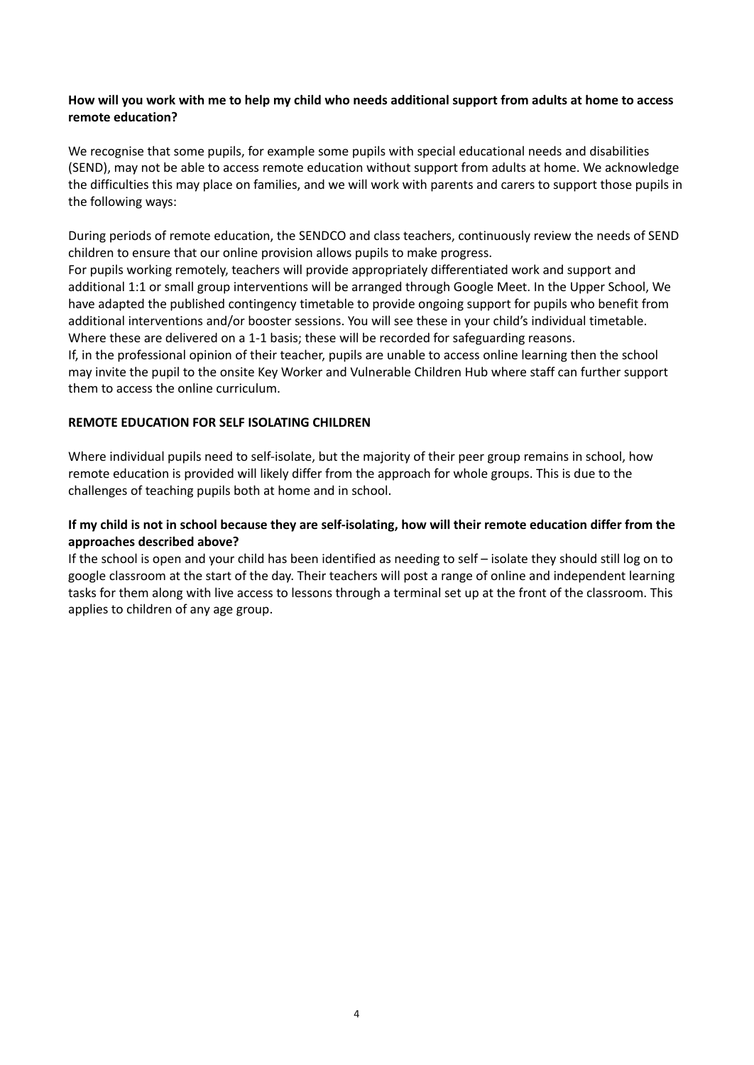**How will you work with me to help my child who needs additional support from adults at home to access remote education?**

We recognise that some pupils, for example some pupils with special educational needs and disabilities (SEND), may not be able to access remote education without support from adults at home. We acknowledge the difficulties this may place on families, and we will work with parents and carers to support those pupils in the following ways:

During periods of remote education, the SENDCO and class teachers, continuously review the needs of SEND children to ensure that our online provision allows pupils to make progress.
For pupils working remotely, teachers will provide appropriately differentiated work and support and additional 1:1 or small group interventions will be arranged through Google Meet. In the Upper School, We have adapted the published contingency timetable to provide ongoing support for pupils who benefit from additional interventions and/or booster sessions. You will see these in your child's individual timetable. Where these are delivered on a 1-1 basis; these will be recorded for safeguarding reasons.
If, in the professional opinion of their teacher, pupils are unable to access online learning then the school may invite the pupil to the onsite Key Worker and Vulnerable Children Hub where staff can further support them to access the online curriculum.

**REMOTE EDUCATION FOR SELF ISOLATING CHILDREN**

Where individual pupils need to self-isolate, but the majority of their peer group remains in school, how remote education is provided will likely differ from the approach for whole groups. This is due to the challenges of teaching pupils both at home and in school.

**If my child is not in school because they are self-isolating, how will their remote education differ from the approaches described above?**

If the school is open and your child has been identified as needing to self – isolate they should still log on to google classroom at the start of the day. Their teachers will post a range of online and independent learning tasks for them along with live access to lessons through a terminal set up at the front of the classroom. This applies to children of any age group.